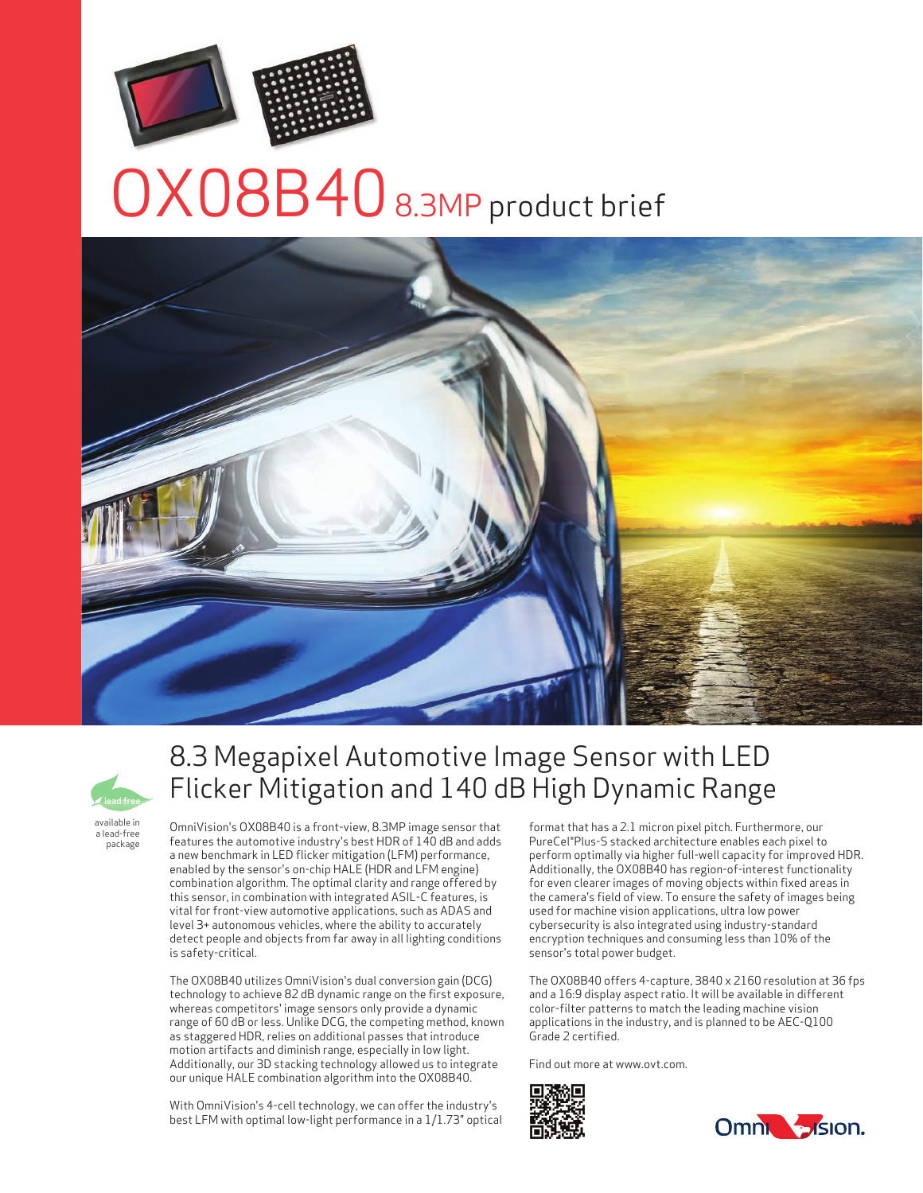# OX08B40 8.3MP product brief

## 8.3 Megapixel Automotive Image Sensor with LED Flicker Mitigation and 140 dB High Dynamic Range

lead free

available in a lead-free package

OmniVision's OX08B40 is a front-view, 8.3MP image sensor that features the automotive industry's best HDR of 140 dB and adds a new benchmark in LED flicker mitigation (LFM) performance, enabled by the sensor's on-chip HALE (HDR and LFM engine) combination algorithm. The optimal clarity and range offered by this sensor, in combination with integrated ASIL-C features, is vital for front-view automotive applications, such as ADAS and level 3+ autonomous vehicles, where the ability to accurately detect people and objects from far away in all lighting conditions is safety-critical.

The OX08B40 utilizes OmniVision's dual conversion gain (DCG) technology to achieve 82 dB dynamic range on the first exposure, whereas competitors' image sensors only provide a dynamic range of 60 dB or less. Unlike DCG, the competing method, known as staggered HDR, relies on additional passes that introduce motion artifacts and diminish range, especially in low light. Additionally, our 3D stacking technology allowed us to integrate our unique HALE combination algorithm into the OX08B40.

With OmniVision's 4-cell technology, we can offer the industry's best LFM with optimal low-light performance in a 1/1.73" optical format that has a 2.1 micron pixel pitch. Furthermore, our PureCel®Plus-S stacked architecture enables each pixel to perform optimally via higher full-well capacity for improved HDR. Additionally, the OX08B40 has region-of-interest functionality for even clearer images of moving objects within fixed areas in the camera's field of view. To ensure the safety of images being used for machine vision applications, ultra low power cybersecurity is also integrated using industry-standard encryption techniques and consuming less than 10% of the sensor's total power budget.

The OX08B40 offers 4-capture, 3840 x 2160 resolution at 36 fps and a 16:9 display aspect ratio. It will be available in different color-filter patterns to match the leading machine vision applications in the industry, and is planned to be AEC-Q100 Grade 2 certified.

Find out more at www.ovt.com.

OmniVision.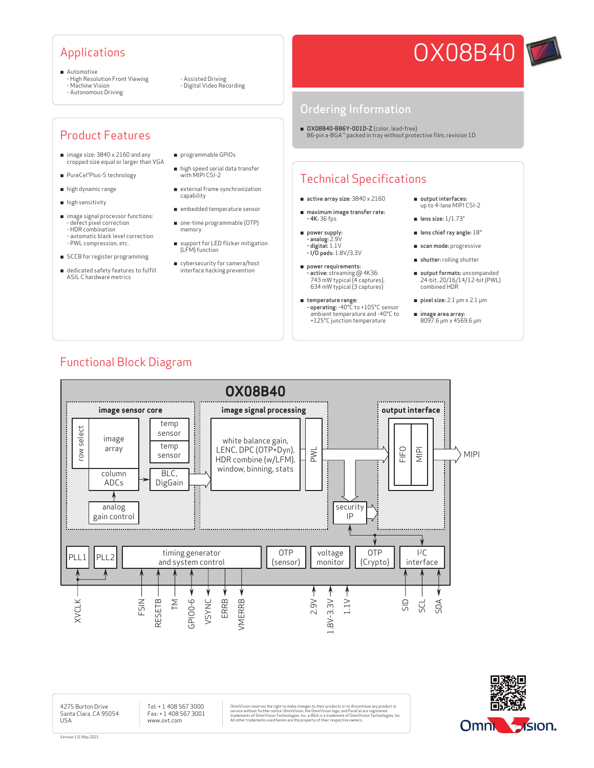# OX08B40

## Applications

- Automotive
  - High Resolution Front Viewing
  - Machine Vision
  - Autonomous Driving
  - Assisted Driving
  - Digital Video Recording

## Ordering Information

- **OX08B40-B86Y-001D-Z** (color, lead-free)
  86-pin a-BGA™ packed in tray without protective film, revision 1D

## Product Features

- image size: 3840 x 2160 and any cropped size equal or larger than VGA
- PureCel®Plus-S technology
- high dynamic range
- high sensitivity
- image signal processor functions:
  - defect pixel correction
  - HDR combination
  - automatic black level correction
  - PWL compression, etc.
- SCCB for register programming
- dedicated safety features to fulfill ASIL C hardware metrics
- programmable GPIOs
- high speed serial data transfer with MIPI CSI-2
- external frame synchronization capability
- embedded temperature sensor
- one-time programmable (OTP) memory
- support for LED flicker mitigation (LFM) function
- cybersecurity for camera/host interface hacking prevention

## Technical Specifications

- **active array size:** 3840 x 2160
- **maximum image transfer rate:**
  - **4K:** 36 fps
- **power supply:**
  - **analog:** 2.9V
  - **digital:** 1.1V
  - **I/O pads:** 1.8V/3.3V
- **power requirements:**
  - **active:** streaming @ 4K36: 743 mW typical (4 captures), 634 mW typical (3 captures)
- **temperature range:**
  - **operating:** -40°C to +105°C sensor ambient temperature and -40°C to +125°C junction temperature
- **output interfaces:** up to 4-lane MIPI CSI-2
- **lens size:** 1/1.73"
- **lens chief ray angle:** 18°
- **scan mode:** progressive
- **shutter:** rolling shutter
- **output formats:** uncompanded 24-bit, 20/16/14/12-bit (PWL) combined HDR
- **pixel size:** 2.1 µm x 2.1 µm
- **image area array:** 8097.6 µm x 4569.6 µm

## Functional Block Diagram

OX08B40

image sensor core: row select, image array, column ADCs, analog gain control, temp sensor, temp sensor, BLC, DigGain

image signal processing: white balance gain, LENC, DPC (OTP+Dyn), HDR combine (w/LFM), window, binning, stats; PWL; security IP

output interface: FIFO, MIPI → MIPI

PLL1, PLL2, timing generator and system control, OTP (sensor), voltage monitor, OTP (Crypto), I²C interface

XVCLK, FSIN, RESETB, TM, GPIO0-6, VSYNC, ERRB, VMERRB, 2.9V, 1.8V-3.3V, 1.1V, SID, SCL, SDA

---

4275 Burton Drive
Santa Clara, CA 95054
USA

Tel: + 1 408 567 3000
Fax: + 1 408 567 3001
www.ovt.com

OmniVision reserves the right to make changes to their products or to discontinue any product or service without further notice. OmniVision, the OmniVision logo, and PureCel are registered trademarks of OmniVision Technologies, Inc. a-BGA is a trademark of OmniVision Technologies, Inc. All other trademarks used herein are the property of their respective owners.

Version 1.0, May 2021